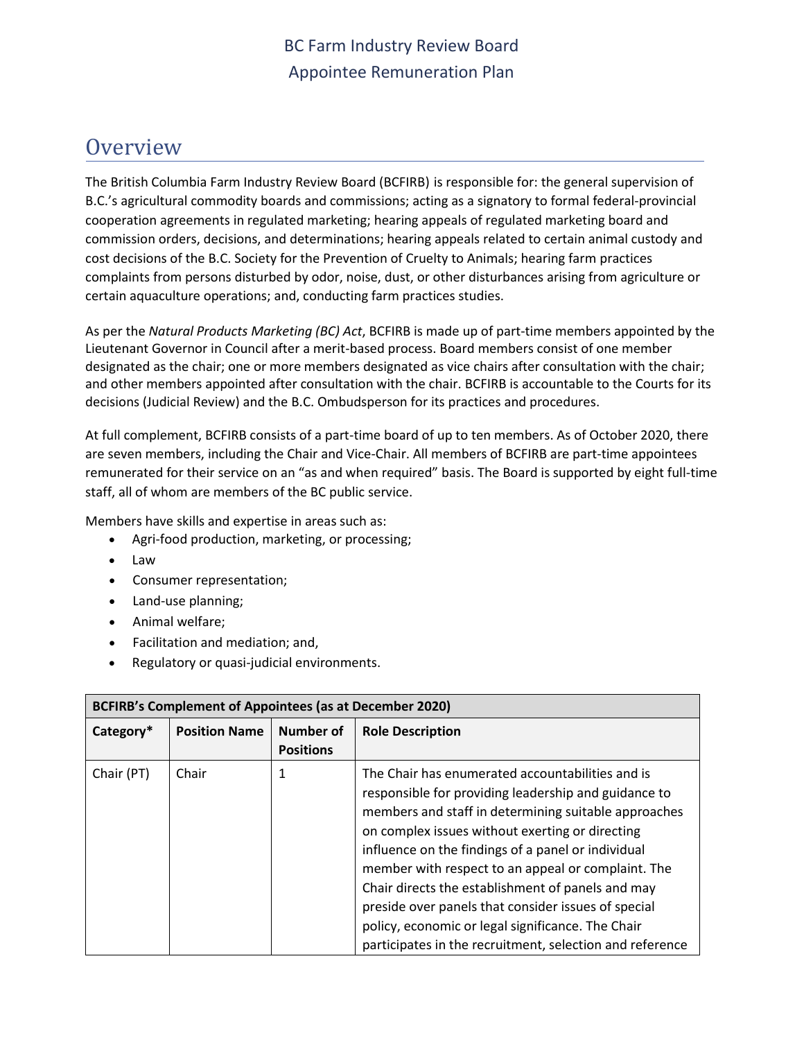# BC Farm Industry Review Board
# Appointee Remuneration Plan

## Overview

The British Columbia Farm Industry Review Board (BCFIRB) is responsible for: the general supervision of B.C.'s agricultural commodity boards and commissions; acting as a signatory to formal federal-provincial cooperation agreements in regulated marketing; hearing appeals of regulated marketing board and commission orders, decisions, and determinations; hearing appeals related to certain animal custody and cost decisions of the B.C. Society for the Prevention of Cruelty to Animals; hearing farm practices complaints from persons disturbed by odor, noise, dust, or other disturbances arising from agriculture or certain aquaculture operations; and, conducting farm practices studies.

As per the *Natural Products Marketing (BC) Act*, BCFIRB is made up of part-time members appointed by the Lieutenant Governor in Council after a merit-based process. Board members consist of one member designated as the chair; one or more members designated as vice chairs after consultation with the chair; and other members appointed after consultation with the chair. BCFIRB is accountable to the Courts for its decisions (Judicial Review) and the B.C. Ombudsperson for its practices and procedures.

At full complement, BCFIRB consists of a part-time board of up to ten members. As of October 2020, there are seven members, including the Chair and Vice-Chair. All members of BCFIRB are part-time appointees remunerated for their service on an "as and when required" basis. The Board is supported by eight full-time staff, all of whom are members of the BC public service.

Members have skills and expertise in areas such as:

- Agri-food production, marketing, or processing;
- Law
- Consumer representation;
- Land-use planning;
- Animal welfare;
- Facilitation and mediation; and,
- Regulatory or quasi-judicial environments.

| **BCFIRB's Complement of Appointees (as at December 2020)** | | | |
|---|---|---|---|
| **Category*** | **Position Name** | **Number of Positions** | **Role Description** |
| Chair (PT) | Chair | 1 | The Chair has enumerated accountabilities and is responsible for providing leadership and guidance to members and staff in determining suitable approaches on complex issues without exerting or directing influence on the findings of a panel or individual member with respect to an appeal or complaint. The Chair directs the establishment of panels and may preside over panels that consider issues of special policy, economic or legal significance. The Chair participates in the recruitment, selection and reference |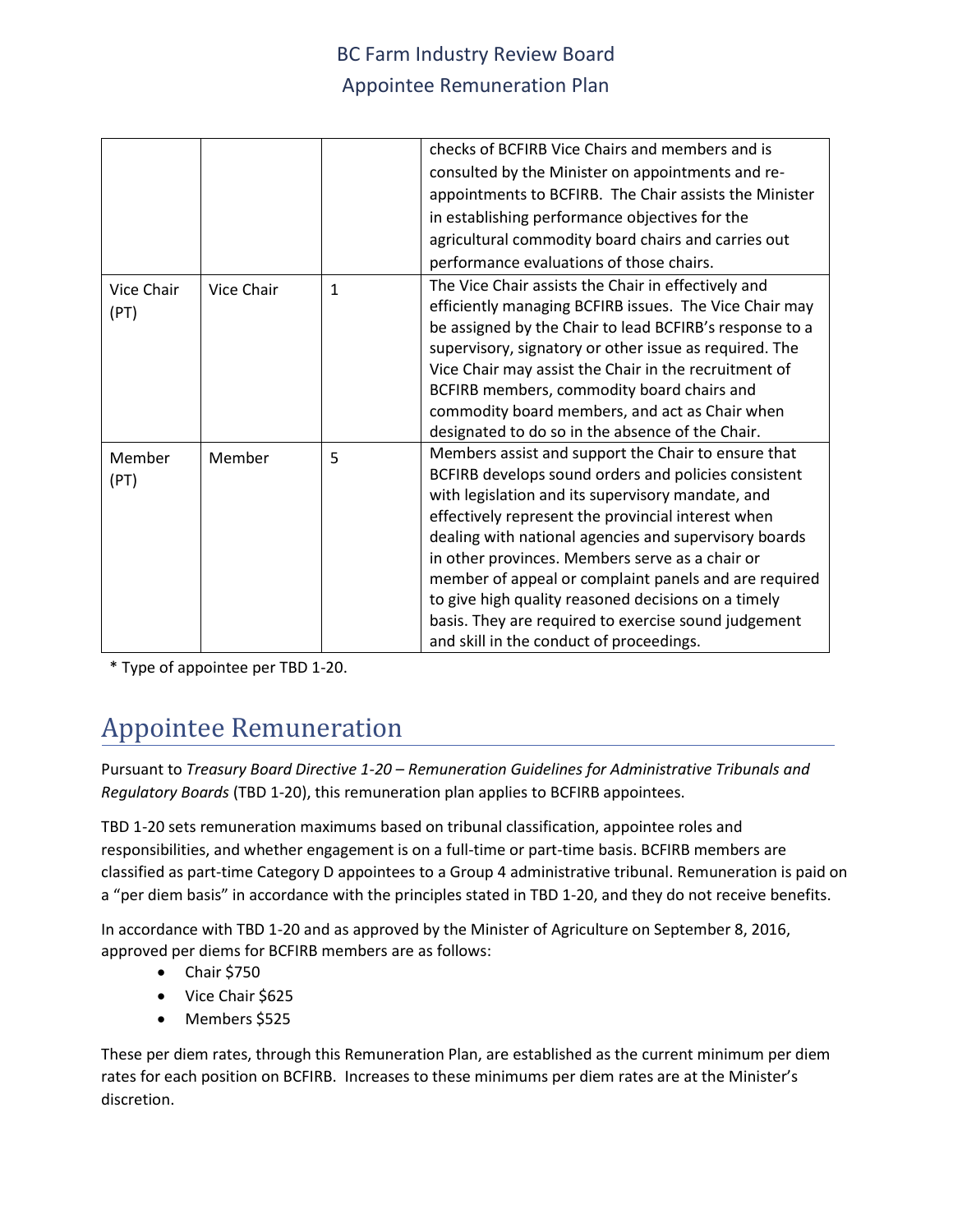| | | | |
|---|---|---|---|
| | | | checks of BCFIRB Vice Chairs and members and is consulted by the Minister on appointments and re-appointments to BCFIRB. The Chair assists the Minister in establishing performance objectives for the agricultural commodity board chairs and carries out performance evaluations of those chairs. |
| Vice Chair (PT) | Vice Chair | 1 | The Vice Chair assists the Chair in effectively and efficiently managing BCFIRB issues. The Vice Chair may be assigned by the Chair to lead BCFIRB's response to a supervisory, signatory or other issue as required. The Vice Chair may assist the Chair in the recruitment of BCFIRB members, commodity board chairs and commodity board members, and act as Chair when designated to do so in the absence of the Chair. |
| Member (PT) | Member | 5 | Members assist and support the Chair to ensure that BCFIRB develops sound orders and policies consistent with legislation and its supervisory mandate, and effectively represent the provincial interest when dealing with national agencies and supervisory boards in other provinces. Members serve as a chair or member of appeal or complaint panels and are required to give high quality reasoned decisions on a timely basis. They are required to exercise sound judgement and skill in the conduct of proceedings. |

* Type of appointee per TBD 1-20.

# Appointee Remuneration

Pursuant to *Treasury Board Directive 1-20 – Remuneration Guidelines for Administrative Tribunals and Regulatory Boards* (TBD 1-20), this remuneration plan applies to BCFIRB appointees.

TBD 1-20 sets remuneration maximums based on tribunal classification, appointee roles and responsibilities, and whether engagement is on a full-time or part-time basis. BCFIRB members are classified as part-time Category D appointees to a Group 4 administrative tribunal. Remuneration is paid on a "per diem basis" in accordance with the principles stated in TBD 1-20, and they do not receive benefits.

In accordance with TBD 1-20 and as approved by the Minister of Agriculture on September 8, 2016, approved per diems for BCFIRB members are as follows:

- Chair $750
- Vice Chair $625
- Members $525

These per diem rates, through this Remuneration Plan, are established as the current minimum per diem rates for each position on BCFIRB. Increases to these minimums per diem rates are at the Minister's discretion.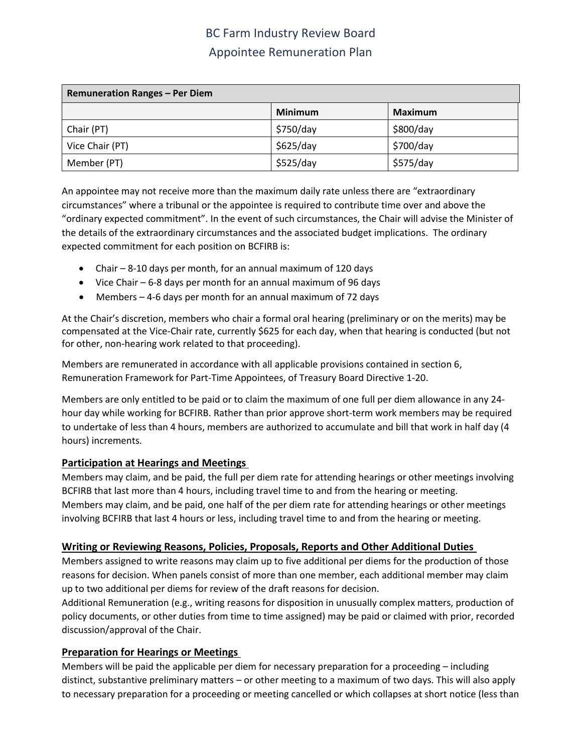# BC Farm Industry Review Board
# Appointee Remuneration Plan

| Remuneration Ranges – Per Diem | | |
|---|---|---|
| | **Minimum** | **Maximum** |
| Chair (PT) | $750/day | $800/day |
| Vice Chair (PT) | $625/day | $700/day |
| Member (PT) | $525/day | $575/day |

An appointee may not receive more than the maximum daily rate unless there are "extraordinary circumstances" where a tribunal or the appointee is required to contribute time over and above the "ordinary expected commitment". In the event of such circumstances, the Chair will advise the Minister of the details of the extraordinary circumstances and the associated budget implications. The ordinary expected commitment for each position on BCFIRB is:

- Chair – 8-10 days per month, for an annual maximum of 120 days
- Vice Chair – 6-8 days per month for an annual maximum of 96 days
- Members – 4-6 days per month for an annual maximum of 72 days

At the Chair's discretion, members who chair a formal oral hearing (preliminary or on the merits) may be compensated at the Vice-Chair rate, currently $625 for each day, when that hearing is conducted (but not for other, non-hearing work related to that proceeding).

Members are remunerated in accordance with all applicable provisions contained in section 6, Remuneration Framework for Part-Time Appointees, of Treasury Board Directive 1-20.

Members are only entitled to be paid or to claim the maximum of one full per diem allowance in any 24-hour day while working for BCFIRB. Rather than prior approve short-term work members may be required to undertake of less than 4 hours, members are authorized to accumulate and bill that work in half day (4 hours) increments.

## Participation at Hearings and Meetings

Members may claim, and be paid, the full per diem rate for attending hearings or other meetings involving BCFIRB that last more than 4 hours, including travel time to and from the hearing or meeting.
Members may claim, and be paid, one half of the per diem rate for attending hearings or other meetings involving BCFIRB that last 4 hours or less, including travel time to and from the hearing or meeting.

## Writing or Reviewing Reasons, Policies, Proposals, Reports and Other Additional Duties

Members assigned to write reasons may claim up to five additional per diems for the production of those reasons for decision. When panels consist of more than one member, each additional member may claim up to two additional per diems for review of the draft reasons for decision.
Additional Remuneration (e.g., writing reasons for disposition in unusually complex matters, production of policy documents, or other duties from time to time assigned) may be paid or claimed with prior, recorded discussion/approval of the Chair.

## Preparation for Hearings or Meetings

Members will be paid the applicable per diem for necessary preparation for a proceeding – including distinct, substantive preliminary matters – or other meeting to a maximum of two days. This will also apply to necessary preparation for a proceeding or meeting cancelled or which collapses at short notice (less than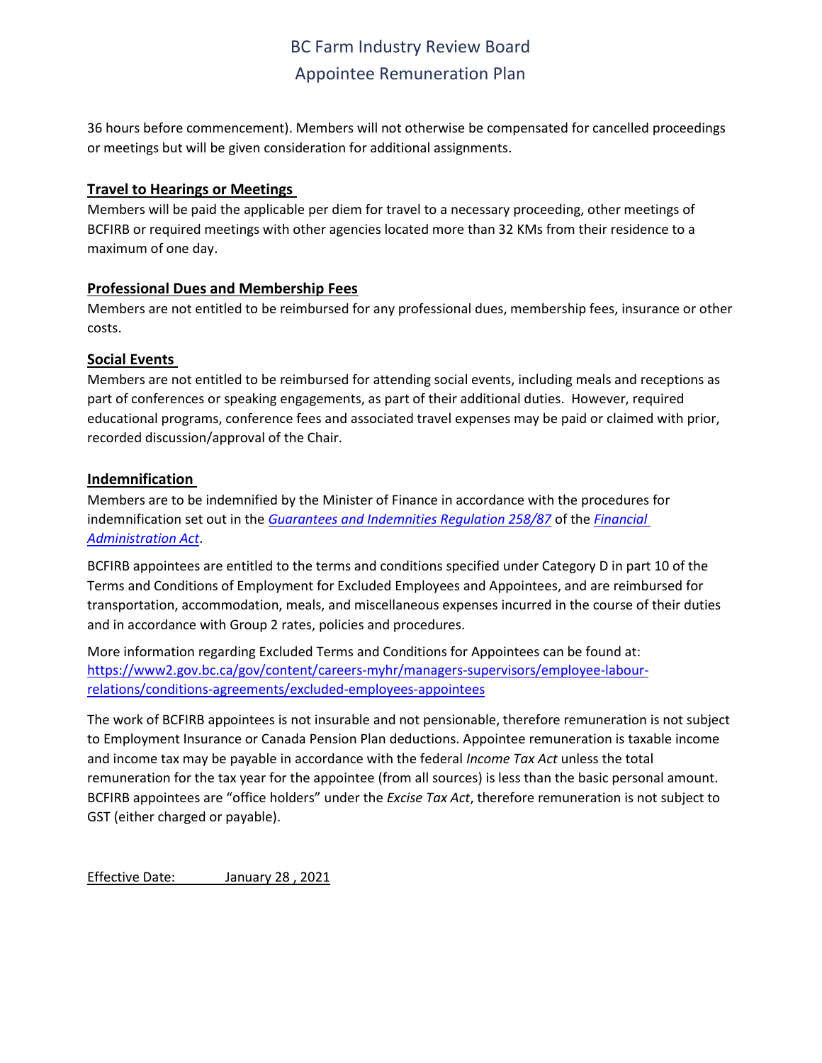36 hours before commencement). Members will not otherwise be compensated for cancelled proceedings or meetings but will be given consideration for additional assignments.

## Travel to Hearings or Meetings

Members will be paid the applicable per diem for travel to a necessary proceeding, other meetings of BCFIRB or required meetings with other agencies located more than 32 KMs from their residence to a maximum of one day.

## Professional Dues and Membership Fees

Members are not entitled to be reimbursed for any professional dues, membership fees, insurance or other costs.

## Social Events

Members are not entitled to be reimbursed for attending social events, including meals and receptions as part of conferences or speaking engagements, as part of their additional duties. However, required educational programs, conference fees and associated travel expenses may be paid or claimed with prior, recorded discussion/approval of the Chair.

## Indemnification

Members are to be indemnified by the Minister of Finance in accordance with the procedures for indemnification set out in the *Guarantees and Indemnities Regulation 258/87* of the *Financial Administration Act*.

BCFIRB appointees are entitled to the terms and conditions specified under Category D in part 10 of the Terms and Conditions of Employment for Excluded Employees and Appointees, and are reimbursed for transportation, accommodation, meals, and miscellaneous expenses incurred in the course of their duties and in accordance with Group 2 rates, policies and procedures.

More information regarding Excluded Terms and Conditions for Appointees can be found at:
https://www2.gov.bc.ca/gov/content/careers-myhr/managers-supervisors/employee-labour-relations/conditions-agreements/excluded-employees-appointees

The work of BCFIRB appointees is not insurable and not pensionable, therefore remuneration is not subject to Employment Insurance or Canada Pension Plan deductions. Appointee remuneration is taxable income and income tax may be payable in accordance with the federal *Income Tax Act* unless the total remuneration for the tax year for the appointee (from all sources) is less than the basic personal amount. BCFIRB appointees are "office holders" under the *Excise Tax Act*, therefore remuneration is not subject to GST (either charged or payable).

Effective Date: January 28 , 2021